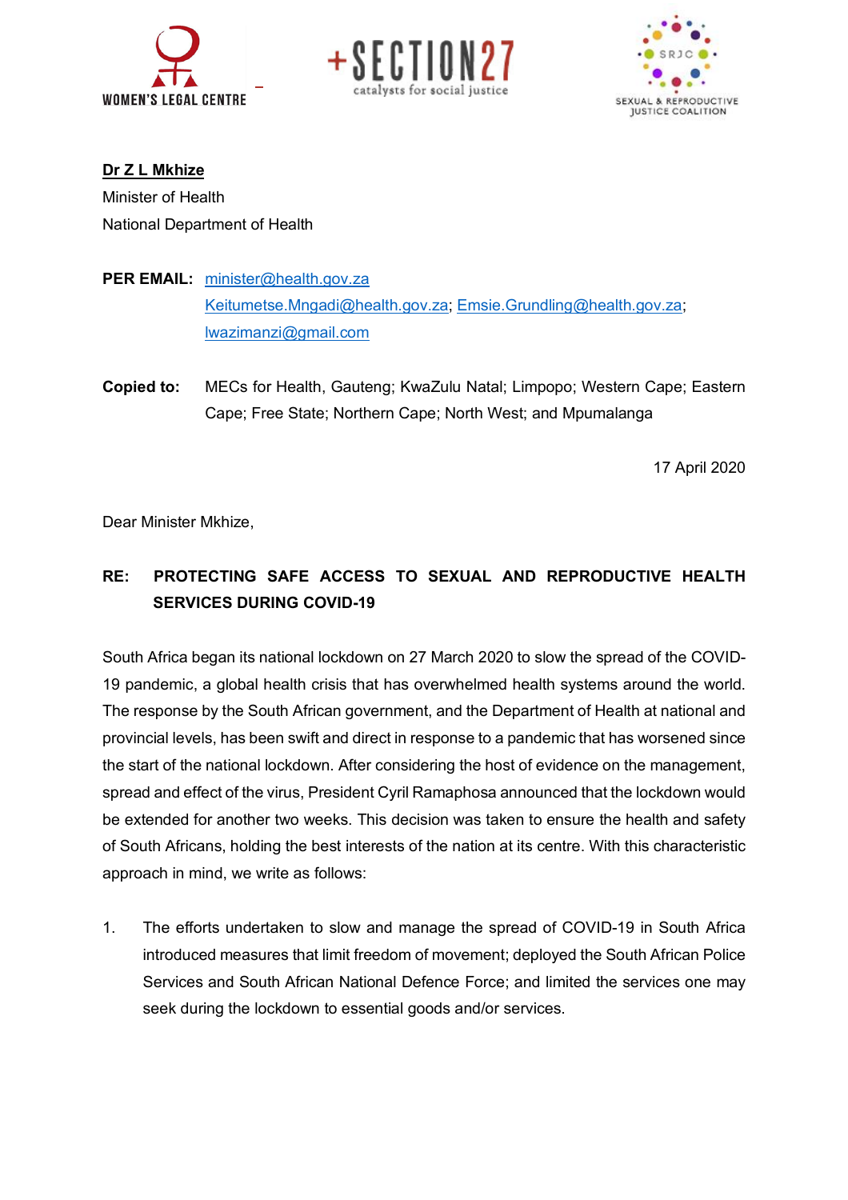WOMEN'S LEGAL CENTRE

+SECTION27 catalysts for social justice

SRJC SEXUAL & REPRODUCTIVE JUSTICE COALITION

**Dr Z L Mkhize**
Minister of Health
National Department of Health

**PER EMAIL:** minister@health.gov.za
Keitumetse.Mngadi@health.gov.za; Emsie.Grundling@health.gov.za;
lwazimanzi@gmail.com

**Copied to:** MECs for Health, Gauteng; KwaZulu Natal; Limpopo; Western Cape; Eastern Cape; Free State; Northern Cape; North West; and Mpumalanga

17 April 2020

Dear Minister Mkhize,

**RE: PROTECTING SAFE ACCESS TO SEXUAL AND REPRODUCTIVE HEALTH SERVICES DURING COVID-19**

South Africa began its national lockdown on 27 March 2020 to slow the spread of the COVID-19 pandemic, a global health crisis that has overwhelmed health systems around the world. The response by the South African government, and the Department of Health at national and provincial levels, has been swift and direct in response to a pandemic that has worsened since the start of the national lockdown. After considering the host of evidence on the management, spread and effect of the virus, President Cyril Ramaphosa announced that the lockdown would be extended for another two weeks. This decision was taken to ensure the health and safety of South Africans, holding the best interests of the nation at its centre. With this characteristic approach in mind, we write as follows:

1. The efforts undertaken to slow and manage the spread of COVID-19 in South Africa introduced measures that limit freedom of movement; deployed the South African Police Services and South African National Defence Force; and limited the services one may seek during the lockdown to essential goods and/or services.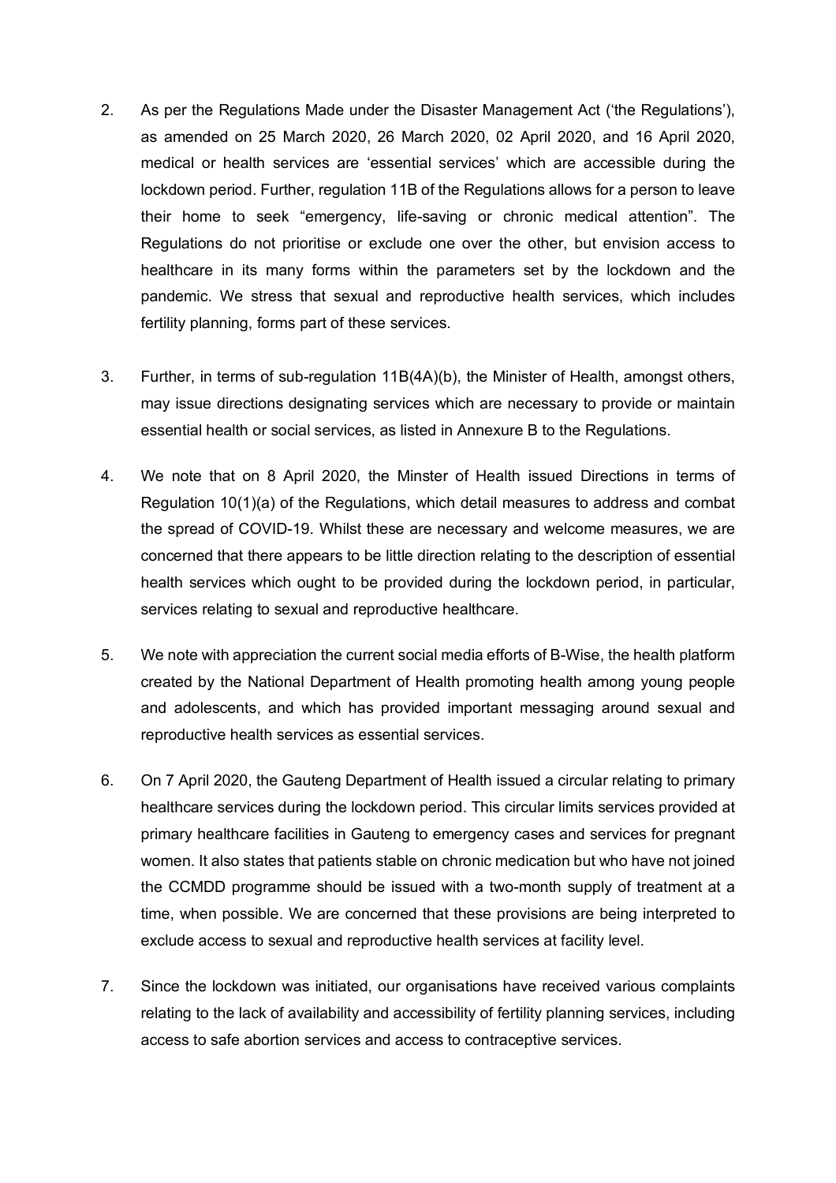2. As per the Regulations Made under the Disaster Management Act ('the Regulations'), as amended on 25 March 2020, 26 March 2020, 02 April 2020, and 16 April 2020, medical or health services are 'essential services' which are accessible during the lockdown period. Further, regulation 11B of the Regulations allows for a person to leave their home to seek "emergency, life-saving or chronic medical attention". The Regulations do not prioritise or exclude one over the other, but envision access to healthcare in its many forms within the parameters set by the lockdown and the pandemic. We stress that sexual and reproductive health services, which includes fertility planning, forms part of these services.

3. Further, in terms of sub-regulation 11B(4A)(b), the Minister of Health, amongst others, may issue directions designating services which are necessary to provide or maintain essential health or social services, as listed in Annexure B to the Regulations.

4. We note that on 8 April 2020, the Minster of Health issued Directions in terms of Regulation 10(1)(a) of the Regulations, which detail measures to address and combat the spread of COVID-19. Whilst these are necessary and welcome measures, we are concerned that there appears to be little direction relating to the description of essential health services which ought to be provided during the lockdown period, in particular, services relating to sexual and reproductive healthcare.

5. We note with appreciation the current social media efforts of B-Wise, the health platform created by the National Department of Health promoting health among young people and adolescents, and which has provided important messaging around sexual and reproductive health services as essential services.

6. On 7 April 2020, the Gauteng Department of Health issued a circular relating to primary healthcare services during the lockdown period. This circular limits services provided at primary healthcare facilities in Gauteng to emergency cases and services for pregnant women. It also states that patients stable on chronic medication but who have not joined the CCMDD programme should be issued with a two-month supply of treatment at a time, when possible. We are concerned that these provisions are being interpreted to exclude access to sexual and reproductive health services at facility level.

7. Since the lockdown was initiated, our organisations have received various complaints relating to the lack of availability and accessibility of fertility planning services, including access to safe abortion services and access to contraceptive services.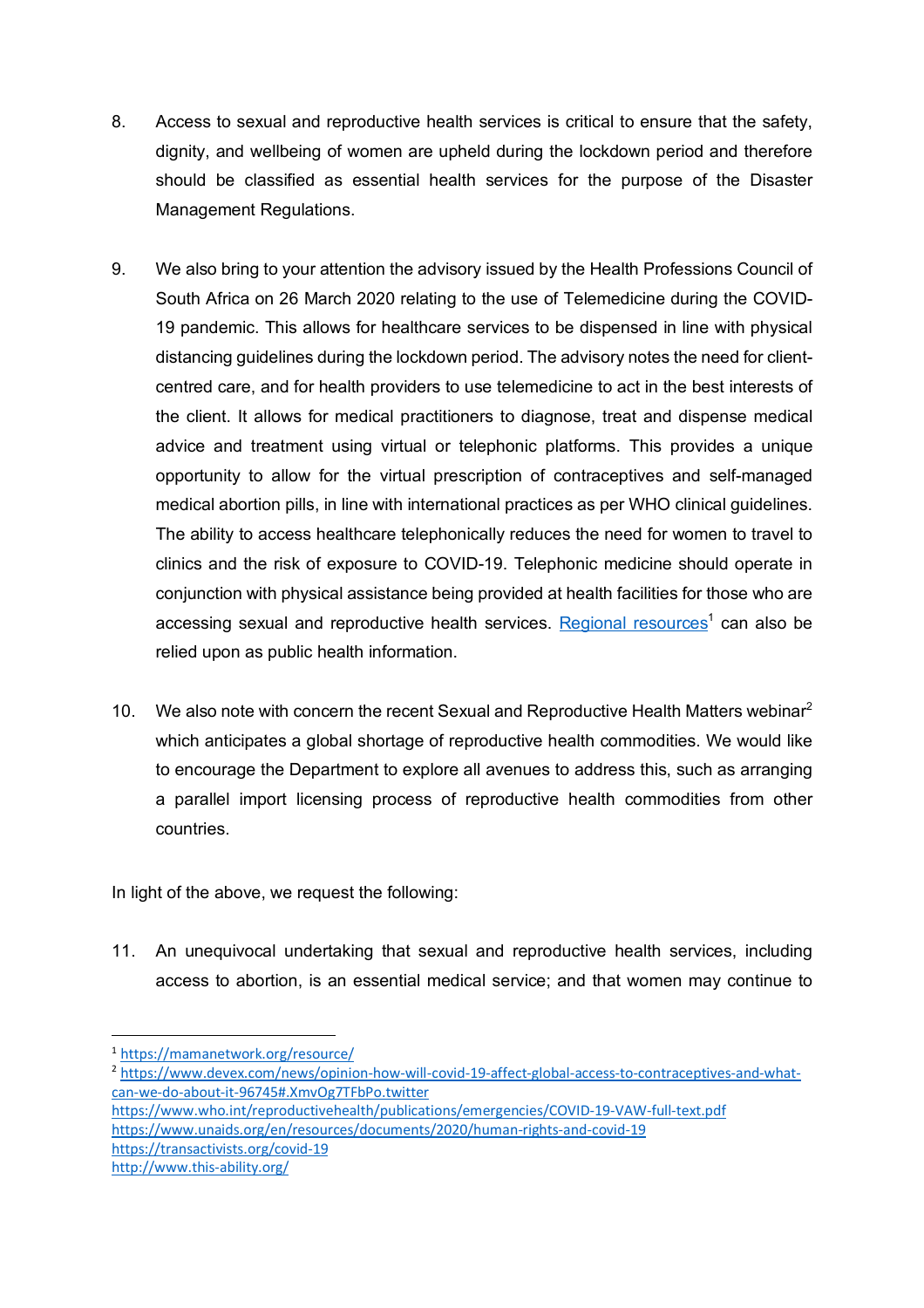8. Access to sexual and reproductive health services is critical to ensure that the safety, dignity, and wellbeing of women are upheld during the lockdown period and therefore should be classified as essential health services for the purpose of the Disaster Management Regulations.

9. We also bring to your attention the advisory issued by the Health Professions Council of South Africa on 26 March 2020 relating to the use of Telemedicine during the COVID-19 pandemic. This allows for healthcare services to be dispensed in line with physical distancing guidelines during the lockdown period. The advisory notes the need for client-centred care, and for health providers to use telemedicine to act in the best interests of the client. It allows for medical practitioners to diagnose, treat and dispense medical advice and treatment using virtual or telephonic platforms. This provides a unique opportunity to allow for the virtual prescription of contraceptives and self-managed medical abortion pills, in line with international practices as per WHO clinical guidelines. The ability to access healthcare telephonically reduces the need for women to travel to clinics and the risk of exposure to COVID-19. Telephonic medicine should operate in conjunction with physical assistance being provided at health facilities for those who are accessing sexual and reproductive health services. [Regional resources](https://mamanetwork.org/resource/)[1] can also be relied upon as public health information.

10. We also note with concern the recent Sexual and Reproductive Health Matters webinar[2] which anticipates a global shortage of reproductive health commodities. We would like to encourage the Department to explore all avenues to address this, such as arranging a parallel import licensing process of reproductive health commodities from other countries.

In light of the above, we request the following:

11. An unequivocal undertaking that sexual and reproductive health services, including access to abortion, is an essential medical service; and that women may continue to

---

[1] https://mamanetwork.org/resource/

[2] https://www.devex.com/news/opinion-how-will-covid-19-affect-global-access-to-contraceptives-and-what-can-we-do-about-it-96745#.XmvOg7TFbPo.twitter
https://www.who.int/reproductivehealth/publications/emergencies/COVID-19-VAW-full-text.pdf
https://www.unaids.org/en/resources/documents/2020/human-rights-and-covid-19
https://transactivists.org/covid-19
http://www.this-ability.org/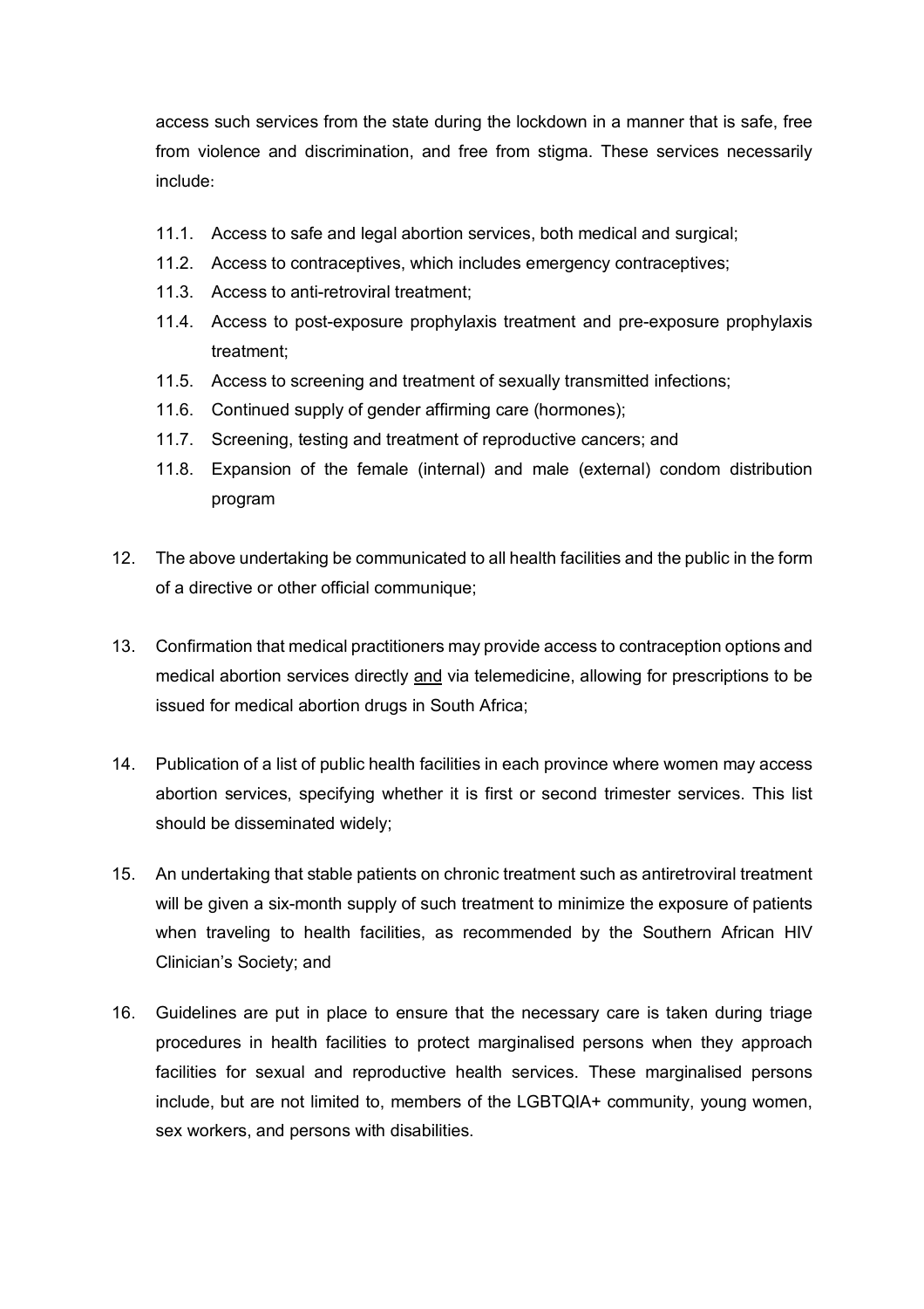access such services from the state during the lockdown in a manner that is safe, free from violence and discrimination, and free from stigma. These services necessarily include:

11.1. Access to safe and legal abortion services, both medical and surgical;

11.2. Access to contraceptives, which includes emergency contraceptives;

11.3. Access to anti-retroviral treatment;

11.4. Access to post-exposure prophylaxis treatment and pre-exposure prophylaxis treatment;

11.5. Access to screening and treatment of sexually transmitted infections;

11.6. Continued supply of gender affirming care (hormones);

11.7. Screening, testing and treatment of reproductive cancers; and

11.8. Expansion of the female (internal) and male (external) condom distribution program

12. The above undertaking be communicated to all health facilities and the public in the form of a directive or other official communique;

13. Confirmation that medical practitioners may provide access to contraception options and medical abortion services directly <u>and</u> via telemedicine, allowing for prescriptions to be issued for medical abortion drugs in South Africa;

14. Publication of a list of public health facilities in each province where women may access abortion services, specifying whether it is first or second trimester services. This list should be disseminated widely;

15. An undertaking that stable patients on chronic treatment such as antiretroviral treatment will be given a six-month supply of such treatment to minimize the exposure of patients when traveling to health facilities, as recommended by the Southern African HIV Clinician's Society; and

16. Guidelines are put in place to ensure that the necessary care is taken during triage procedures in health facilities to protect marginalised persons when they approach facilities for sexual and reproductive health services. These marginalised persons include, but are not limited to, members of the LGBTQIA+ community, young women, sex workers, and persons with disabilities.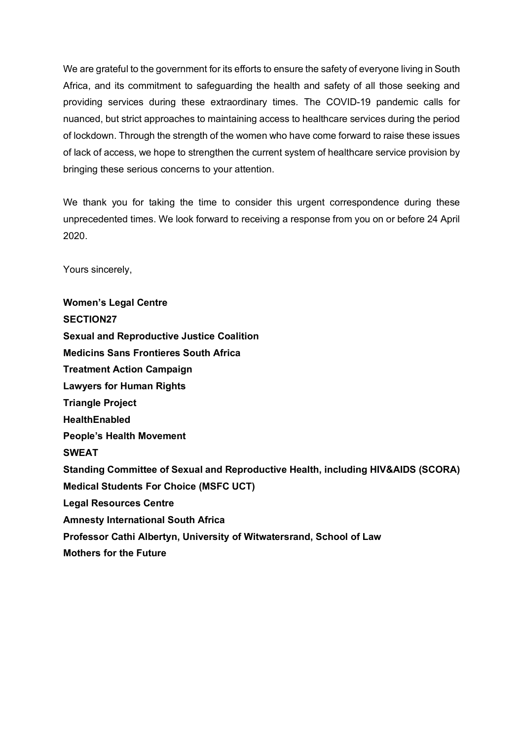We are grateful to the government for its efforts to ensure the safety of everyone living in South Africa, and its commitment to safeguarding the health and safety of all those seeking and providing services during these extraordinary times. The COVID-19 pandemic calls for nuanced, but strict approaches to maintaining access to healthcare services during the period of lockdown. Through the strength of the women who have come forward to raise these issues of lack of access, we hope to strengthen the current system of healthcare service provision by bringing these serious concerns to your attention.

We thank you for taking the time to consider this urgent correspondence during these unprecedented times. We look forward to receiving a response from you on or before 24 April 2020.

Yours sincerely,

**Women's Legal Centre**
**SECTION27**
**Sexual and Reproductive Justice Coalition**
**Medicins Sans Frontieres South Africa**
**Treatment Action Campaign**
**Lawyers for Human Rights**
**Triangle Project**
**HealthEnabled**
**People's Health Movement**
**SWEAT**
**Standing Committee of Sexual and Reproductive Health, including HIV&AIDS (SCORA)**
**Medical Students For Choice (MSFC UCT)**
**Legal Resources Centre**
**Amnesty International South Africa**
**Professor Cathi Albertyn, University of Witwatersrand, School of Law**
**Mothers for the Future**